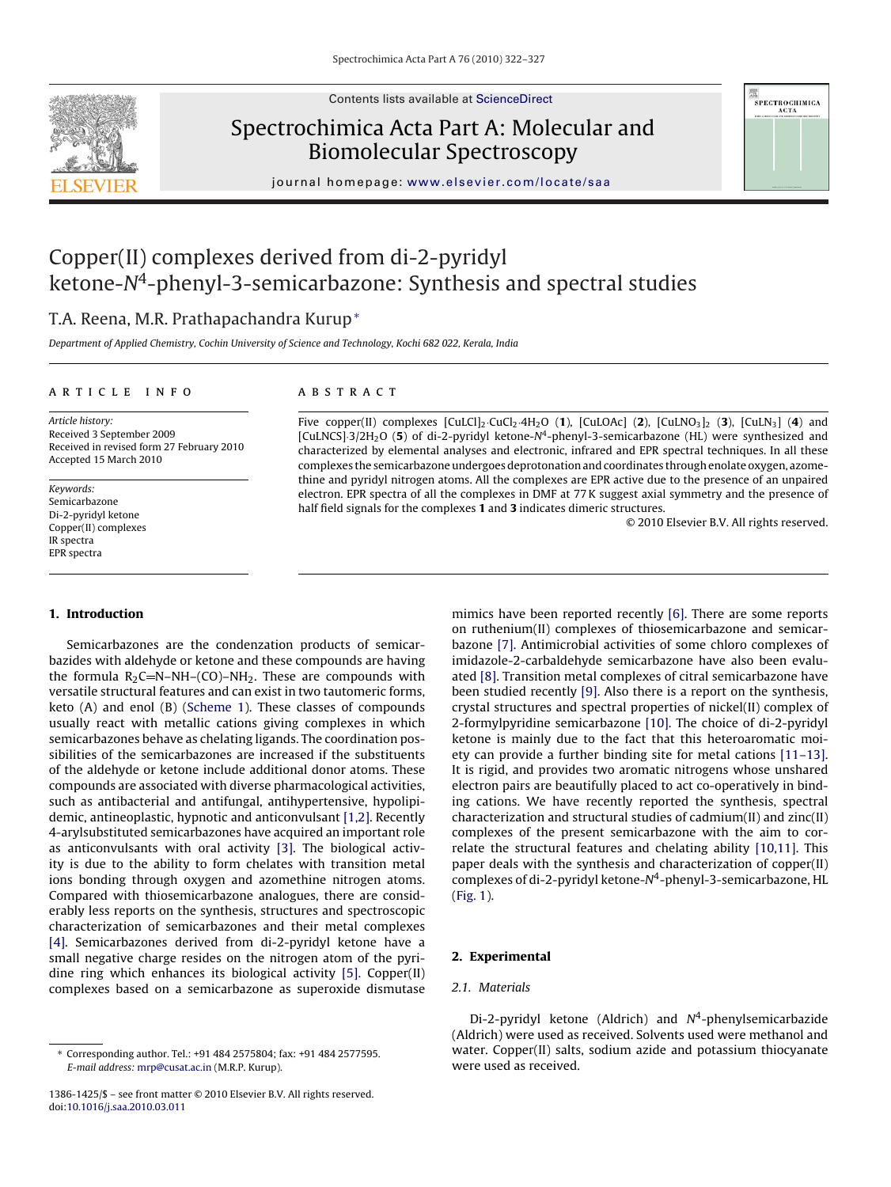# Copper(II) complexes derived from di-2-pyridyl ketone-$N^4$-phenyl-3-semicarbazone: Synthesis and spectral studies

T.A. Reena, M.R. Prathapachandra Kurup*

*Department of Applied Chemistry, Cochin University of Science and Technology, Kochi 682 022, Kerala, India*

## ARTICLE INFO

*Article history:*
Received 3 September 2009
Received in revised form 27 February 2010
Accepted 15 March 2010

*Keywords:*
Semicarbazone
Di-2-pyridyl ketone
Copper(II) complexes
IR spectra
EPR spectra

## ABSTRACT

Five copper(II) complexes $[CuLCl]_2 \cdot CuCl_2 \cdot 4H_2O$ (**1**), [CuLOAc] (**2**), $[CuLNO_3]_2$ (**3**), $[CuLN_3]$ (**4**) and $[CuLNCS] \cdot 3/2H_2O$ (**5**) of di-2-pyridyl ketone-$N^4$-phenyl-3-semicarbazone (HL) were synthesized and characterized by elemental analyses and electronic, infrared and EPR spectral techniques. In all these complexes the semicarbazone undergoes deprotonation and coordinates through enolate oxygen, azomethine and pyridyl nitrogen atoms. All the complexes are EPR active due to the presence of an unpaired electron. EPR spectra of all the complexes in DMF at 77 K suggest axial symmetry and the presence of half field signals for the complexes **1** and **3** indicates dimeric structures.

© 2010 Elsevier B.V. All rights reserved.

## 1. Introduction

Semicarbazones are the condenzation products of semicarbazides with aldehyde or ketone and these compounds are having the formula $R_2C{=}N{-}NH{-}(CO){-}NH_2$. These are compounds with versatile structural features and can exist in two tautomeric forms, keto (A) and enol (B) (Scheme 1). These classes of compounds usually react with metallic cations giving complexes in which semicarbazones behave as chelating ligands. The coordination possibilities of the semicarbazones are increased if the substituents of the aldehyde or ketone include additional donor atoms. These compounds are associated with diverse pharmacological activities, such as antibacterial and antifungal, antihypertensive, hypolipidemic, antineoplastic, hypnotic and anticonvulsant [1,2]. Recently 4-arylsubstituted semicarbazones have acquired an important role as anticonvulsants with oral activity [3]. The biological activity is due to the ability to form chelates with transition metal ions bonding through oxygen and azomethine nitrogen atoms. Compared with thiosemicarbazone analogues, there are considerably less reports on the synthesis, structures and spectroscopic characterization of semicarbazones and their metal complexes [4]. Semicarbazones derived from di-2-pyridyl ketone have a small negative charge resides on the nitrogen atom of the pyridine ring which enhances its biological activity [5]. Copper(II) complexes based on a semicarbazone as superoxide dismutase mimics have been reported recently [6]. There are some reports on ruthenium(II) complexes of thiosemicarbazone and semicarbazone [7]. Antimicrobial activities of some chloro complexes of imidazole-2-carbaldehyde semicarbazone have also been evaluated [8]. Transition metal complexes of citral semicarbazone have been studied recently [9]. Also there is a report on the synthesis, crystal structures and spectral properties of nickel(II) complex of 2-formylpyridine semicarbazone [10]. The choice of di-2-pyridyl ketone is mainly due to the fact that this heteroaromatic moiety can provide a further binding site for metal cations [11–13]. It is rigid, and provides two aromatic nitrogens whose unshared electron pairs are beautifully placed to act co-operatively in binding cations. We have recently reported the synthesis, spectral characterization and structural studies of cadmium(II) and zinc(II) complexes of the present semicarbazone with the aim to correlate the structural features and chelating ability [10,11]. This paper deals with the synthesis and characterization of copper(II) complexes of di-2-pyridyl ketone-$N^4$-phenyl-3-semicarbazone, HL (Fig. 1).

## 2. Experimental

### 2.1. Materials

Di-2-pyridyl ketone (Aldrich) and $N^4$-phenylsemicarbazide (Aldrich) were used as received. Solvents used were methanol and water. Copper(II) salts, sodium azide and potassium thiocyanate were used as received.

\* Corresponding author. Tel.: +91 484 2575804; fax: +91 484 2577595. E-mail address: mrp@cusat.ac.in (M.R.P. Kurup).

1386-1425/$ – see front matter © 2010 Elsevier B.V. All rights reserved.
doi:10.1016/j.saa.2010.03.011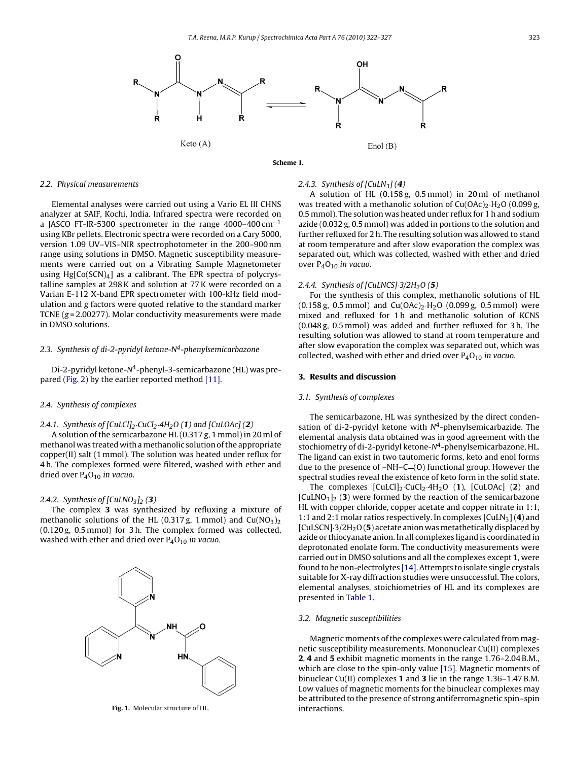Keto (A) Enol (B)

**Scheme 1.**

### 2.2. Physical measurements

Elemental analyses were carried out using a Vario EL III CHNS analyzer at SAIF, Kochi, India. Infrared spectra were recorded on a JASCO FT-IR-5300 spectrometer in the range 4000–400 cm$^{-1}$ using KBr pellets. Electronic spectra were recorded on a Cary 5000, version 1.09 UV–VIS–NIR spectrophotometer in the 200–900 nm range using solutions in DMSO. Magnetic susceptibility measurements were carried out on a Vibrating Sample Magnetometer using $Hg[Co(SCN)_4]$ as a calibrant. The EPR spectra of polycrystalline samples at 298 K and solution at 77 K were recorded on a Varian E-112 X-band EPR spectrometer with 100-kHz field modulation and *g* factors were quoted relative to the standard marker TCNE (*g* = 2.00277). Molar conductivity measurements were made in DMSO solutions.

### 2.3. Synthesis of di-2-pyridyl ketone-$N^4$-phenylsemicarbazone

Di-2-pyridyl ketone-$N^4$-phenyl-3-semicarbazone (HL) was prepared (Fig. 2) by the earlier reported method [11].

### 2.4. Synthesis of complexes

#### 2.4.1. Synthesis of $[CuLCl]_2 \cdot CuCl_2 \cdot 4H_2O$ (**1**) and [CuLOAc] (**2**)

A solution of the semicarbazone HL (0.317 g, 1 mmol) in 20 ml of methanol was treated with a methanolic solution of the appropriate copper(II) salt (1 mmol). The solution was heated under reflux for 4 h. The complexes formed were filtered, washed with ether and dried over $P_4O_{10}$ *in vacuo*.

#### 2.4.2. Synthesis of $[CuLNO_3]_2$ (**3**)

The complex **3** was synthesized by refluxing a mixture of methanolic solutions of the HL (0.317 g, 1 mmol) and $Cu(NO_3)_2$ (0.120 g, 0.5 mmol) for 3 h. The complex formed was collected, washed with ether and dried over $P_4O_{10}$ *in vacuo*.

**Fig. 1.** Molecular structure of HL.

#### 2.4.3. Synthesis of $[CuLN_3]$ (**4**)

A solution of HL (0.158 g, 0.5 mmol) in 20 ml of methanol was treated with a methanolic solution of $Cu(OAc)_2 \cdot H_2O$ (0.099 g, 0.5 mmol). The solution was heated under reflux for 1 h and sodium azide (0.032 g, 0.5 mmol) was added in portions to the solution and further refluxed for 2 h. The resulting solution was allowed to stand at room temperature and after slow evaporation the complex was separated out, which was collected, washed with ether and dried over $P_4O_{10}$ *in vacuo*.

#### 2.4.4. Synthesis of $[CuLNCS] \cdot 3/2H_2O$ (**5**)

For the synthesis of this complex, methanolic solutions of HL (0.158 g, 0.5 mmol) and $Cu(OAc)_2 \cdot H_2O$ (0.099 g, 0.5 mmol) were mixed and refluxed for 1 h and methanolic solution of KCNS (0.048 g, 0.5 mmol) was added and further refluxed for 3 h. The resulting solution was allowed to stand at room temperature and after slow evaporation the complex was separated out, which was collected, washed with ether and dried over $P_4O_{10}$ *in vacuo*.

## 3. Results and discussion

### 3.1. Synthesis of complexes

The semicarbazone, HL was synthesized by the direct condensation of di-2-pyridyl ketone with $N^4$-phenylsemicarbazide. The elemental analysis data obtained was in good agreement with the stochiometry of di-2-pyridyl ketone-$N^4$-phenylsemicarbazone, HL. The ligand can exist in two tautomeric forms, keto and enol forms due to the presence of –NH–C=(O) functional group. However the spectral studies reveal the existence of keto form in the solid state.

The complexes $[CuLCl]_2 \cdot CuCl_2 \cdot 4H_2O$ (**1**), [CuLOAc] (**2**) and $[CuLNO_3]_2$ (**3**) were formed by the reaction of the semicarbazone HL with copper chloride, copper acetate and copper nitrate in 1:1, 1:1 and 2:1 molar ratios respectively. In complexes $[CuLN_3]$ (**4**) and $[CuLSCN] \cdot 3/2H_2O$ (**5**) acetate anion was metathetically displaced by azide or thiocyanate anion. In all complexes ligand is coordinated in deprotonated enolate form. The conductivity measurements were carried out in DMSO solutions and all the complexes except **1**, were found to be non-electrolytes [14]. Attempts to isolate single crystals suitable for X-ray diffraction studies were unsuccessful. The colors, elemental analyses, stoichiometries of HL and its complexes are presented in Table 1.

### 3.2. Magnetic susceptibilities

Magnetic moments of the complexes were calculated from magnetic susceptibility measurements. Mononuclear Cu(II) complexes **2**, **4** and **5** exhibit magnetic moments in the range 1.76–2.04 B.M., which are close to the spin-only value [15]. Magnetic moments of binuclear Cu(II) complexes **1** and **3** lie in the range 1.36–1.47 B.M. Low values of magnetic moments for the binuclear complexes may be attributed to the presence of strong antiferromagnetic spin–spin interactions.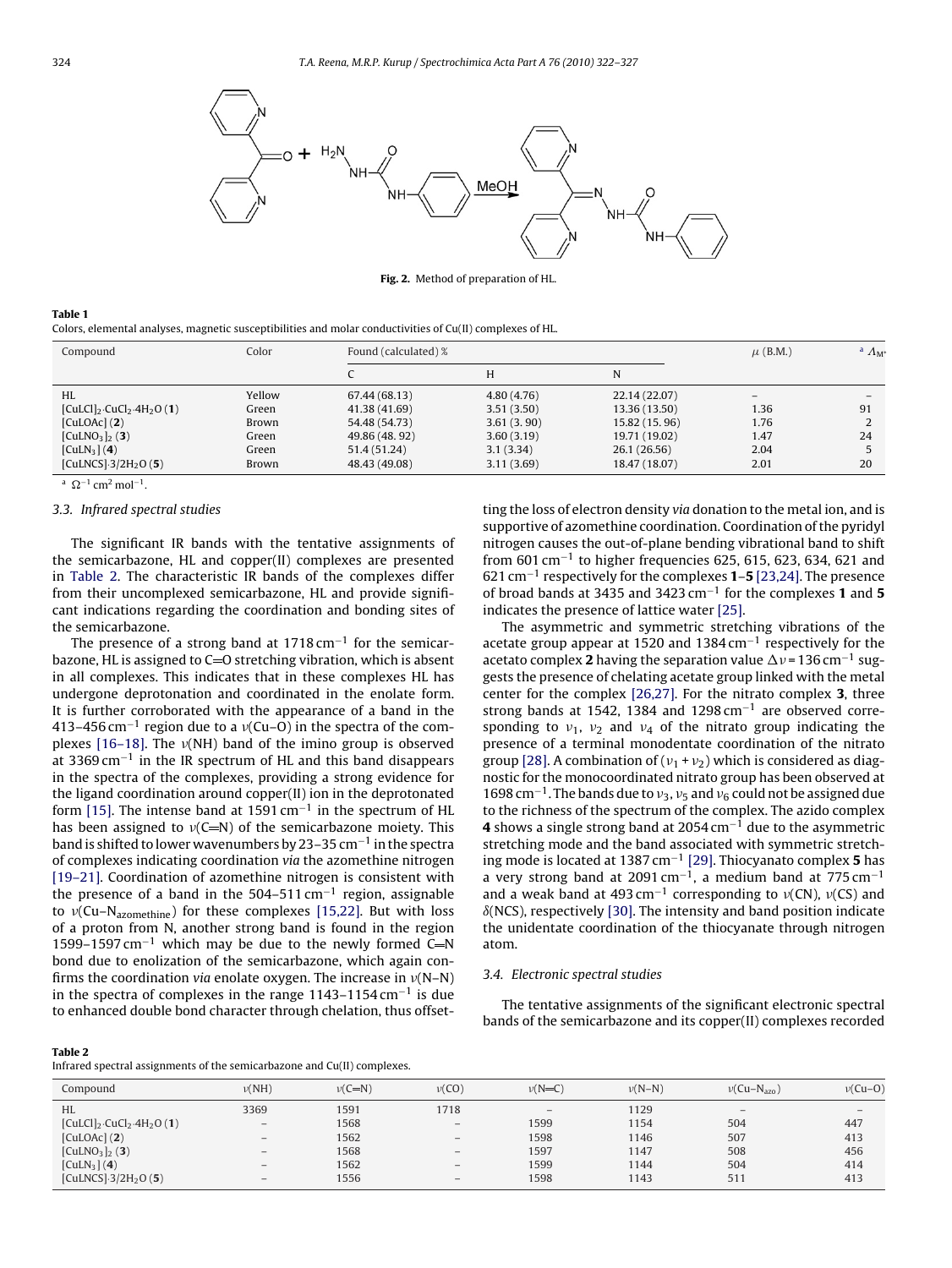Fig. 2. Method of preparation of HL.

**Table 1**
Colors, elemental analyses, magnetic susceptibilities and molar conductivities of Cu(II) complexes of HL.

| Compound | Color | Found (calculated) % | | | $\mu$ (B.M.) | $^{a}$ $\Lambda_M$ |
|---|---|---|---|---|---|---|
| | | C | H | N | | |
| HL | Yellow | 67.44 (68.13) | 4.80 (4.76) | 22.14 (22.07) | – | – |
| $[CuLCl]_2 \cdot CuCl_2 \cdot 4H_2O$ (**1**) | Green | 41.38 (41.69) | 3.51 (3.50) | 13.36 (13.50) | 1.36 | 91 |
| [CuLOAc] (**2**) | Brown | 54.48 (54.73) | 3.61 (3. 90) | 15.82 (15. 96) | 1.76 | 2 |
| $[CuLNO_3]_2$ (**3**) | Green | 49.86 (48. 92) | 3.60 (3.19) | 19.71 (19.02) | 1.47 | 24 |
| $[CuLN_3]$ (**4**) | Green | 51.4 (51.24) | 3.1 (3.34) | 26.1 (26.56) | 2.04 | 5 |
| $[CuLNCS] \cdot 3/2H_2O$ (**5**) | Brown | 48.43 (49.08) | 3.11 (3.69) | 18.47 (18.07) | 2.01 | 20 |

$^{a}$ $\Omega^{-1}$ cm$^2$ mol$^{-1}$.

### 3.3. Infrared spectral studies

The significant IR bands with the tentative assignments of the semicarbazone, HL and copper(II) complexes are presented in Table 2. The characteristic IR bands of the complexes differ from their uncomplexed semicarbazone, HL and provide significant indications regarding the coordination and bonding sites of the semicarbazone.

The presence of a strong band at 1718 cm$^{-1}$ for the semicarbazone, HL is assigned to C=O stretching vibration, which is absent in all complexes. This indicates that in these complexes HL has undergone deprotonation and coordinated in the enolate form. It is further corroborated with the appearance of a band in the 413–456 cm$^{-1}$ region due to a $\nu$(Cu–O) in the spectra of the complexes [16–18]. The $\nu$(NH) band of the imino group is observed at 3369 cm$^{-1}$ in the IR spectrum of HL and this band disappears in the spectra of the complexes, providing a strong evidence for the ligand coordination around copper(II) ion in the deprotonated form [15]. The intense band at 1591 cm$^{-1}$ in the spectrum of HL has been assigned to $\nu$(C=N) of the semicarbazone moiety. This band is shifted to lower wavenumbers by 23–35 cm$^{-1}$ in the spectra of complexes indicating coordination *via* the azomethine nitrogen [19–21]. Coordination of azomethine nitrogen is consistent with the presence of a band in the 504–511 cm$^{-1}$ region, assignable to $\nu$(Cu–N$_{azomethine}$) for these complexes [15,22]. But with loss of a proton from N, another strong band is found in the region 1599–1597 cm$^{-1}$ which may be due to the newly formed C=N bond due to enolization of the semicarbazone, which again confirms the coordination *via* enolate oxygen. The increase in $\nu$(N–N) in the spectra of complexes in the range 1143–1154 cm$^{-1}$ is due to enhanced double bond character through chelation, thus offsetting the loss of electron density *via* donation to the metal ion, and is supportive of azomethine coordination. Coordination of the pyridyl nitrogen causes the out-of-plane bending vibrational band to shift from 601 cm$^{-1}$ to higher frequencies 625, 615, 623, 634, 621 and 621 cm$^{-1}$ respectively for the complexes **1**–**5** [23,24]. The presence of broad bands at 3435 and 3423 cm$^{-1}$ for the complexes **1** and **5** indicates the presence of lattice water [25].

The asymmetric and symmetric stretching vibrations of the acetate group appear at 1520 and 1384 cm$^{-1}$ respectively for the acetato complex **2** having the separation value $\Delta\nu$ = 136 cm$^{-1}$ suggests the presence of chelating acetate group linked with the metal center for the complex [26,27]. For the nitrato complex **3**, three strong bands at 1542, 1384 and 1298 cm$^{-1}$ are observed corresponding to $\nu_1$, $\nu_2$ and $\nu_4$ of the nitrato group indicating the presence of a terminal monodentate coordination of the nitrato group [28]. A combination of ($\nu_1 + \nu_2$) which is considered as diagnostic for the monocoordinated nitrato group has been observed at 1698 cm$^{-1}$. The bands due to $\nu_3$, $\nu_5$ and $\nu_6$ could not be assigned due to the richness of the spectrum of the complex. The azido complex **4** shows a single strong band at 2054 cm$^{-1}$ due to the asymmetric stretching mode and the band associated with symmetric stretching mode is located at 1387 cm$^{-1}$ [29]. Thiocyanato complex **5** has a very strong band at 2091 cm$^{-1}$, a medium band at 775 cm$^{-1}$ and a weak band at 493 cm$^{-1}$ corresponding to $\nu$(CN), $\nu$(CS) and $\delta$(NCS), respectively [30]. The intensity and band position indicate the unidentate coordination of the thiocyanate through nitrogen atom.

### 3.4. Electronic spectral studies

The tentative assignments of the significant electronic spectral bands of the semicarbazone and its copper(II) complexes recorded

**Table 2**
Infrared spectral assignments of the semicarbazone and Cu(II) complexes.

| Compound | $\nu$(NH) | $\nu$(C=N) | $\nu$(CO) | $\nu$(N=C) | $\nu$(N–N) | $\nu$(Cu–N$_{azo}$) | $\nu$(Cu–O) |
|---|---|---|---|---|---|---|---|
| HL | 3369 | 1591 | 1718 | – | 1129 | – | – |
| $[CuLCl]_2 \cdot CuCl_2 \cdot 4H_2O$ (**1**) | – | 1568 | – | 1599 | 1154 | 504 | 447 |
| [CuLOAc] (**2**) | – | 1562 | – | 1598 | 1146 | 507 | 413 |
| $[CuLNO_3]_2$ (**3**) | – | 1568 | – | 1597 | 1147 | 508 | 456 |
| $[CuLN_3]$ (**4**) | – | 1562 | – | 1599 | 1144 | 504 | 414 |
| $[CuLNCS] \cdot 3/2H_2O$ (**5**) | – | 1556 | – | 1598 | 1143 | 511 | 413 |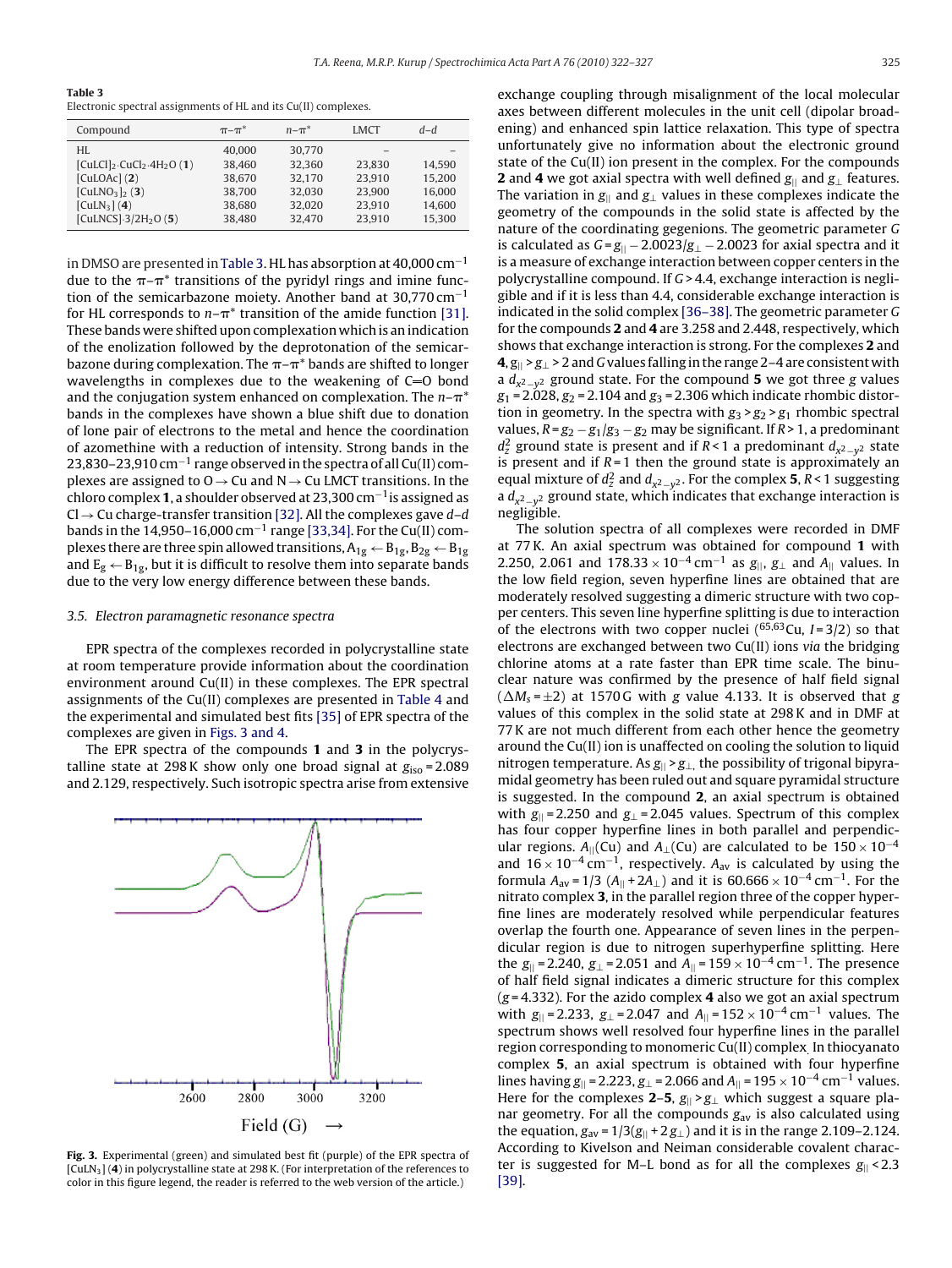**Table 3**
Electronic spectral assignments of HL and its Cu(II) complexes.

| Compound | π–π* | n–π* | LMCT | d–d |
|---|---|---|---|---|
| HL | 40,000 | 30,770 | – | – |
| $[CuLCl]_2{\cdot}CuCl_2{\cdot}4H_2O$ (**1**) | 38,460 | 32,360 | 23,830 | 14,590 |
| [CuLOAc] (**2**) | 38,670 | 32,170 | 23,910 | 15,200 |
| $[CuLNO_3]_2$ (**3**) | 38,700 | 32,030 | 23,900 | 16,000 |
| $[CuLN_3]$ (**4**) | 38,680 | 32,020 | 23,910 | 14,600 |
| $[CuLNCS]{\cdot}3/2H_2O$ (**5**) | 38,480 | 32,470 | 23,910 | 15,300 |

in DMSO are presented in Table 3. HL has absorption at 40,000 cm$^{-1}$ due to the π–π* transitions of the pyridyl rings and imine function of the semicarbazone moiety. Another band at 30,770 cm$^{-1}$ for HL corresponds to n–π* transition of the amide function [31]. These bands were shifted upon complexation which is an indication of the enolization followed by the deprotonation of the semicarbazone during complexation. The π–π* bands are shifted to longer wavelengths in complexes due to the weakening of C=O bond and the conjugation system enhanced on complexation. The n–π* bands in the complexes have shown a blue shift due to donation of lone pair of electrons to the metal and hence the coordination of azomethine with a reduction of intensity. Strong bands in the 23,830–23,910 cm$^{-1}$ range observed in the spectra of all Cu(II) complexes are assigned to O → Cu and N → Cu LMCT transitions. In the chloro complex **1**, a shoulder observed at 23,300 cm$^{-1}$ is assigned as Cl → Cu charge-transfer transition [32]. All the complexes gave d–d bands in the 14,950–16,000 cm$^{-1}$ range [33,34]. For the Cu(II) complexes there are three spin allowed transitions, $A_{1g} \leftarrow B_{1g}$, $B_{2g} \leftarrow B_{1g}$ and $E_g \leftarrow B_{1g}$, but it is difficult to resolve them into separate bands due to the very low energy difference between these bands.

### 3.5. Electron paramagnetic resonance spectra

EPR spectra of the complexes recorded in polycrystalline state at room temperature provide information about the coordination environment around Cu(II) in these complexes. The EPR spectral assignments of the Cu(II) complexes are presented in Table 4 and the experimental and simulated best fits [35] of EPR spectra of the complexes are given in Figs. 3 and 4.

The EPR spectra of the compounds **1** and **3** in the polycrystalline state at 298 K show only one broad signal at $g_{iso}$ = 2.089 and 2.129, respectively. Such isotropic spectra arise from extensive exchange coupling through misalignment of the local molecular axes between different molecules in the unit cell (dipolar broadening) and enhanced spin lattice relaxation. This type of spectra unfortunately give no information about the electronic ground state of the Cu(II) ion present in the complex. For the compounds **2** and **4** we got axial spectra with well defined $g_{||}$ and $g_{\perp}$ features. The variation in $g_{||}$ and $g_{\perp}$ values in these complexes indicate the geometry of the compounds in the solid state is affected by the nature of the coordinating gegenions. The geometric parameter $G$ is calculated as $G = g_{||} - 2.0023/g_{\perp} - 2.0023$ for axial spectra and it is a measure of exchange interaction between copper centers in the polycrystalline compound. If $G > 4.4$, exchange interaction is negligible and if it is less than 4.4, considerable exchange interaction is indicated in the solid complex [36–38]. The geometric parameter $G$ for the compounds **2** and **4** are 3.258 and 2.448, respectively, which shows that exchange interaction is strong. For the complexes **2** and **4**, $g_{||} > g_{\perp} > 2$ and $G$ values falling in the range 2–4 are consistent with a $d_{x^2-y^2}$ ground state. For the compound **5** we got three $g$ values $g_1$ = 2.028, $g_2$ = 2.104 and $g_3$ = 2.306 which indicate rhombic distortion in geometry. In the spectra with $g_3 > g_2 > g_1$ rhombic spectral values, $R = g_2 - g_1/g_3 - g_2$ may be significant. If $R > 1$, a predominant $d_z^2$ ground state is present and if $R < 1$ a predominant $d_{x^2-y^2}$ state is present and if $R = 1$ then the ground state is approximately an equal mixture of $d_z^2$ and $d_{x^2-y^2}$. For the complex **5**, $R < 1$ suggesting a $d_{x^2-y^2}$ ground state, which indicates that exchange interaction is negligible.

The solution spectra of all complexes were recorded in DMF at 77 K. An axial spectrum was obtained for compound **1** with 2.250, 2.061 and $178.33 \times 10^{-4}$ cm$^{-1}$ as $g_{||}$, $g_{\perp}$ and $A_{||}$ values. In the low field region, seven hyperfine lines are obtained that are moderately resolved suggesting a dimeric structure with two copper centers. This seven line hyperfine splitting is due to interaction of the electrons with two copper nuclei ($^{65,63}$Cu, $I = 3/2$) so that electrons are exchanged between two Cu(II) ions *via* the bridging chlorine atoms at a rate faster than EPR time scale. The binuclear nature was confirmed by the presence of half field signal ($\Delta M_s = \pm 2$) at 1570 G with $g$ value 4.133. It is observed that $g$ values of this complex in the solid state at 298 K and in DMF at 77 K are not much different from each other hence the geometry around the Cu(II) ion is unaffected on cooling the solution to liquid nitrogen temperature. As $g_{||} > g_{\perp}$, the possibility of trigonal bipyramidal geometry has been ruled out and square pyramidal structure is suggested. In the compound **2**, an axial spectrum is obtained with $g_{||}$ = 2.250 and $g_{\perp}$ = 2.045 values. Spectrum of this complex has four copper hyperfine lines in both parallel and perpendicular regions. $A_{||}$(Cu) and $A_{\perp}$(Cu) are calculated to be $150 \times 10^{-4}$ and $16 \times 10^{-4}$ cm$^{-1}$, respectively. $A_{av}$ is calculated by using the formula $A_{av} = 1/3\ (A_{||} + 2A_{\perp})$ and it is $60.666 \times 10^{-4}$ cm$^{-1}$. For the nitrato complex **3**, in the parallel region three of the copper hyperfine lines are moderately resolved while perpendicular features overlap the four lines. Appearance of seven lines in the perpendicular region is due to nitrogen superhyperfine splitting. Here the $g_{||}$ = 2.240, $g_{\perp}$ = 2.051 and $A_{||} = 159 \times 10^{-4}$ cm$^{-1}$. The presence of half field signal indicates a dimeric structure for this complex ($g$ = 4.332). For the azido complex **4** also we got an axial spectrum with $g_{||}$ = 2.233, $g_{\perp}$ = 2.047 and $A_{||} = 152 \times 10^{-4}$ cm$^{-1}$ values. The spectrum shows well resolved four hyperfine lines in the parallel region corresponding to monomeric Cu(II) complex. In thiocyanato complex **5**, an axial spectrum is obtained with four hyperfine lines having $g_{||}$ = 2.223, $g_{\perp}$ = 2.066 and $A_{||} = 195 \times 10^{-4}$ cm$^{-1}$ values. Here for the complexes **2–5**, $g_{||} > g_{\perp}$ which suggest a square planar geometry. For all the compounds $g_{av}$ is also calculated using the equation, $g_{av} = 1/3(g_{||} + 2g_{\perp})$ and it is in the range 2.109–2.124. According to Kivelson and Neiman considerable covalent character is suggested for M–L bond as for all the complexes $g_{||} < 2.3$ [39].

**Fig. 3.** Experimental (green) and simulated best fit (purple) of the EPR spectra of $[CuLN_3]$ (**4**) in polycrystalline state at 298 K. (For interpretation of the references to color in this figure legend, the reader is referred to the web version of the article.)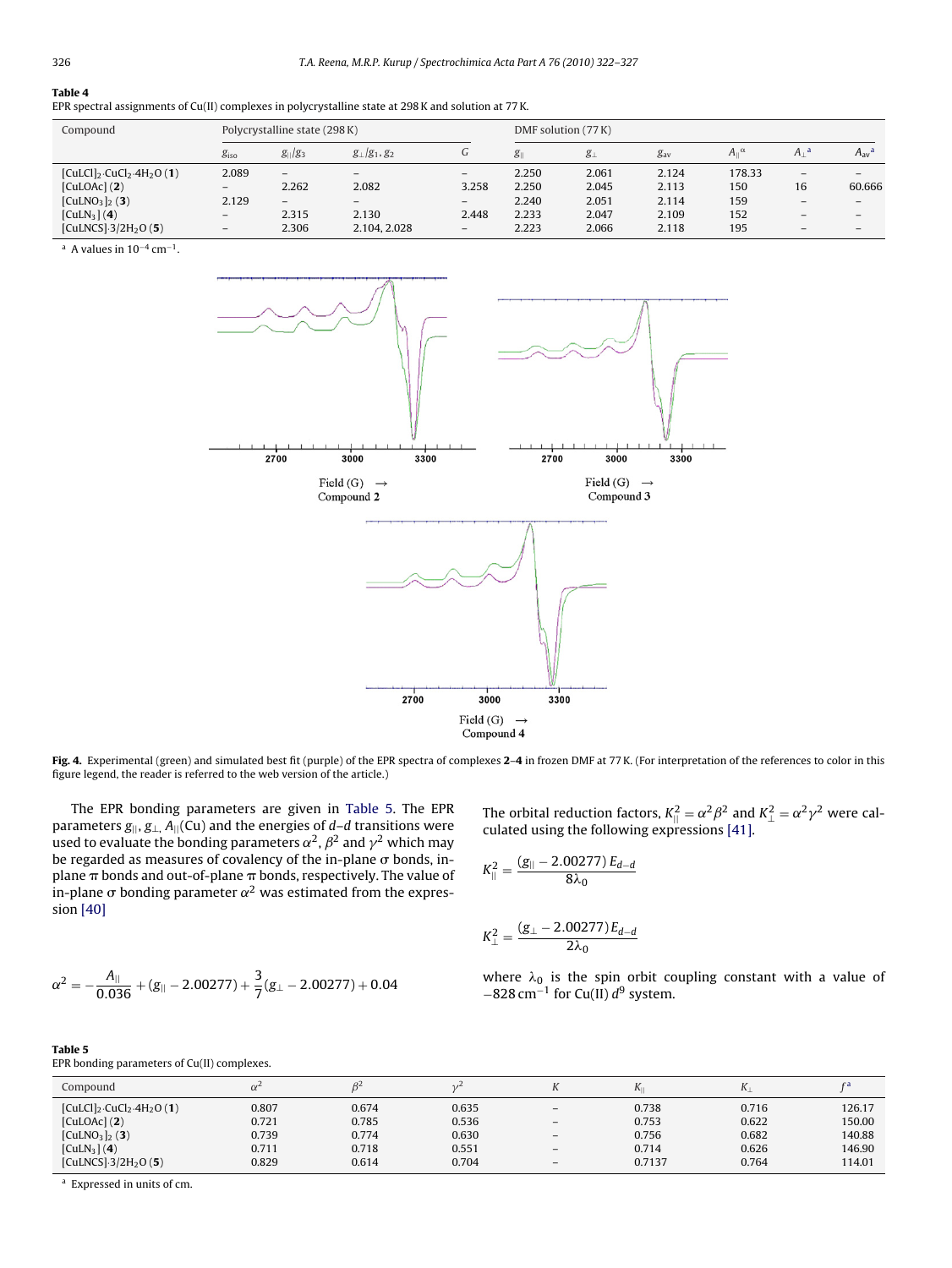**Table 4**
EPR spectral assignments of Cu(II) complexes in polycrystalline state at 298 K and solution at 77 K.

| Compound | Polycrystalline state (298 K) | | | | DMF solution (77 K) | | | | | |
|---|---|---|---|---|---|---|---|---|---|---|
| | $g_{iso}$ | $g_{\|\|}/g_3$ | $g_{\perp}/g_1, g_2$ | $G$ | $g_{\|\|}$ | $g_{\perp}$ | $g_{av}$ | $A_{\|\|}^{\alpha}$ | $A_{\perp}$ [a] | $A_{av}$ [a] |
| $[CuLCl]_2 \cdot CuCl_2 \cdot 4H_2O$ (**1**) | 2.089 | – | – | – | 2.250 | 2.061 | 2.124 | 178.33 | – | – |
| [CuLOAc] (**2**) | – | 2.262 | 2.082 | 3.258 | 2.250 | 2.045 | 2.113 | 150 | 16 | 60.666 |
| $[CuLNO_3]_2$ (**3**) | 2.129 | – | – | – | 2.240 | 2.051 | 2.114 | 159 | – | – |
| $[CuLN_3]$ (**4**) | – | 2.315 | 2.130 | 2.448 | 2.233 | 2.047 | 2.109 | 152 | – | – |
| $[CuLNCS] \cdot 3/2H_2O$ (**5**) | – | 2.306 | 2.104, 2.028 | – | 2.223 | 2.066 | 2.118 | 195 | – | – |

[a] A values in $10^{-4}$ cm$^{-1}$.

**Fig. 4.** Experimental (green) and simulated best fit (purple) of the EPR spectra of complexes **2–4** in frozen DMF at 77 K. (For interpretation of the references to color in this figure legend, the reader is referred to the web version of the article.)

The EPR bonding parameters are given in Table 5. The EPR parameters $g_{\|\|}$, $g_{\perp}$, $A_{\|\|}$(Cu) and the energies of *d–d* transitions were used to evaluate the bonding parameters $\alpha^2$, $\beta^2$ and $\gamma^2$ which may be regarded as measures of covalency of the in-plane σ bonds, in-plane π bonds and out-of-plane π bonds, respectively. The value of in-plane σ bonding parameter $\alpha^2$ was estimated from the expression [40]

$$\alpha^2 = -\frac{A_{\|\|}}{0.036} + (g_{\|\|} - 2.00277) + \frac{3}{7}(g_{\perp} - 2.00277) + 0.04$$

The orbital reduction factors, $K_{\|\|}^2 = \alpha^2\beta^2$ and $K_{\perp}^2 = \alpha^2\gamma^2$ were calculated using the following expressions [41].

$$K_{\|\|}^2 = \frac{(g_{\|\|} - 2.00277)\,E_{d-d}}{8\lambda_0}$$

$$K_{\perp}^2 = \frac{(g_{\perp} - 2.00277)\,E_{d-d}}{2\lambda_0}$$

where $\lambda_0$ is the spin orbit coupling constant with a value of $-828$ cm$^{-1}$ for Cu(II) $d^9$ system.

**Table 5**
EPR bonding parameters of Cu(II) complexes.

| Compound | $\alpha^2$ | $\beta^2$ | $\gamma^2$ | $K$ | $K_{\|\|}$ | $K_{\perp}$ | $f$ [a] |
|---|---|---|---|---|---|---|---|
| $[CuLCl]_2 \cdot CuCl_2 \cdot 4H_2O$ (**1**) | 0.807 | 0.674 | 0.635 | – | 0.738 | 0.716 | 126.17 |
| [CuLOAc] (**2**) | 0.721 | 0.785 | 0.536 | – | 0.753 | 0.622 | 150.00 |
| $[CuLNO_3]_2$ (**3**) | 0.739 | 0.774 | 0.630 | – | 0.756 | 0.682 | 140.88 |
| $[CuLN_3]$ (**4**) | 0.711 | 0.718 | 0.551 | – | 0.714 | 0.626 | 146.90 |
| $[CuLNCS] \cdot 3/2H_2O$ (**5**) | 0.829 | 0.614 | 0.704 | – | 0.7137 | 0.764 | 114.01 |

[a] Expressed in units of cm.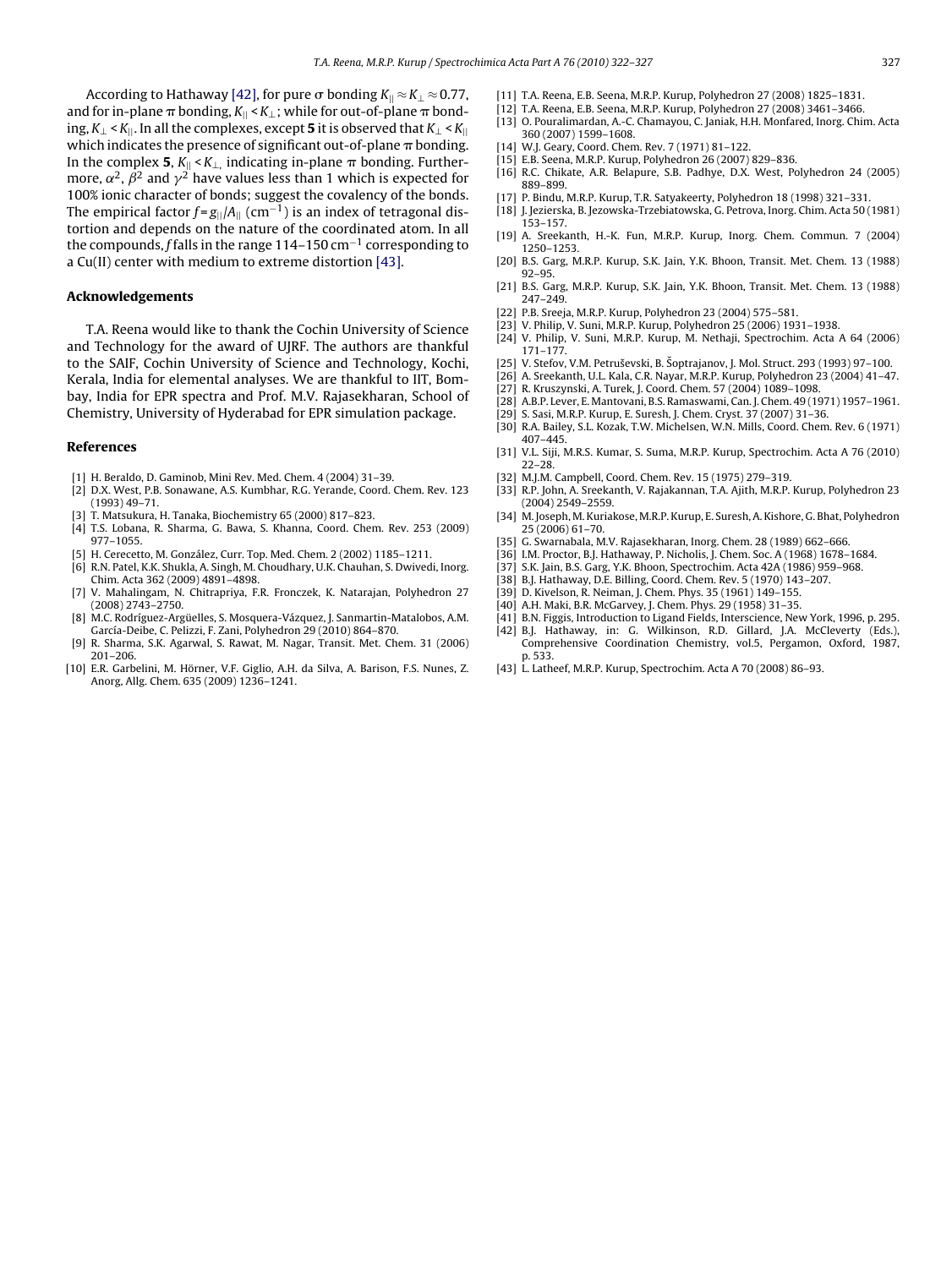According to Hathaway [42], for pure σ bonding $K_{||} \approx K_{\perp} \approx 0.77$, and for in-plane π bonding, $K_{||} < K_{\perp}$; while for out-of-plane π bonding, $K_{\perp} < K_{||}$. In all the complexes, except **5** it is observed that $K_{\perp} < K_{||}$ which indicates the presence of significant out-of-plane π bonding. In the complex **5**, $K_{||} < K_{\perp,}$ indicating in-plane π bonding. Furthermore, $\alpha^2$, $\beta^2$ and $\gamma^2$ have values less than 1 which is expected for 100% ionic character of bonds; suggest the covalency of the bonds. The empirical factor $f = g_{||}/A_{||}$ (cm$^{-1}$) is an index of tetragonal distortion and depends on the nature of the coordinated atom. In all the compounds, $f$ falls in the range 114–150 cm$^{-1}$ corresponding to a Cu(II) center with medium to extreme distortion [43].

## Acknowledgements

T.A. Reena would like to thank the Cochin University of Science and Technology for the award of UJRF. The authors are thankful to the SAIF, Cochin University of Science and Technology, Kochi, Kerala, India for elemental analyses. We are thankful to IIT, Bombay, India for EPR spectra and Prof. M.V. Rajasekharan, School of Chemistry, University of Hyderabad for EPR simulation package.

## References

[1] H. Beraldo, D. Gaminob, Mini Rev. Med. Chem. 4 (2004) 31–39.
[2] D.X. West, P.B. Sonawane, A.S. Kumbhar, R.G. Yerande, Coord. Chem. Rev. 123 (1993) 49–71.
[3] T. Matsukura, H. Tanaka, Biochemistry 65 (2000) 817–823.
[4] T.S. Lobana, R. Sharma, G. Bawa, S. Khanna, Coord. Chem. Rev. 253 (2009) 977–1055.
[5] H. Cerecetto, M. González, Curr. Top. Med. Chem. 2 (2002) 1185–1211.
[6] R.N. Patel, K.K. Shukla, A. Singh, M. Choudhary, U.K. Chauhan, S. Dwivedi, Inorg. Chim. Acta 362 (2009) 4891–4898.
[7] V. Mahalingam, N. Chitrapriya, F.R. Fronczek, K. Natarajan, Polyhedron 27 (2008) 2743–2750.
[8] M.C. Rodríguez-Argüelles, S. Mosquera-Vázquez, J. Sanmartin-Matalobos, A.M. García-Deibe, C. Pelizzi, F. Zani, Polyhedron 29 (2010) 864–870.
[9] R. Sharma, S.K. Agarwal, S. Rawat, M. Nagar, Transit. Met. Chem. 31 (2006) 201–206.
[10] E.R. Garbelini, M. Hörner, V.F. Giglio, A.H. da Silva, A. Barison, F.S. Nunes, Z. Anorg, Allg. Chem. 635 (2009) 1236–1241.
[11] T.A. Reena, E.B. Seena, M.R.P. Kurup, Polyhedron 27 (2008) 1825–1831.
[12] T.A. Reena, E.B. Seena, M.R.P. Kurup, Polyhedron 27 (2008) 3461–3466.
[13] O. Pouralimardan, A.-C. Chamayou, C. Janiak, H.H. Monfared, Inorg. Chim. Acta 360 (2007) 1599–1608.
[14] W.J. Geary, Coord. Chem. Rev. 7 (1971) 81–122.
[15] E.B. Seena, M.R.P. Kurup, Polyhedron 26 (2007) 829–836.
[16] R.C. Chikate, A.R. Belapure, S.B. Padhye, D.X. West, Polyhedron 24 (2005) 889–899.
[17] P. Bindu, M.R.P. Kurup, T.R. Satyakeerty, Polyhedron 18 (1998) 321–331.
[18] J. Jezierska, B. Jezowska-Trzebiatowska, G. Petrova, Inorg. Chim. Acta 50 (1981) 153–157.
[19] A. Sreekanth, H.-K. Fun, M.R.P. Kurup, Inorg. Chem. Commun. 7 (2004) 1250–1253.
[20] B.S. Garg, M.R.P. Kurup, S.K. Jain, Y.K. Bhoon, Transit. Met. Chem. 13 (1988) 92–95.
[21] B.S. Garg, M.R.P. Kurup, S.K. Jain, Y.K. Bhoon, Transit. Met. Chem. 13 (1988) 247–249.
[22] P.B. Sreeja, M.R.P. Kurup, Polyhedron 23 (2004) 575–581.
[23] V. Philip, V. Suni, M.R.P. Kurup, Polyhedron 25 (2006) 1931–1938.
[24] V. Philip, V. Suni, M.R.P. Kurup, M. Nethaji, Spectrochim. Acta A 64 (2006) 171–177.
[25] V. Stefov, V.M. Petruševski, B. Šoptrajanov, J. Mol. Struct. 293 (1993) 97–100.
[26] A. Sreekanth, U.L. Kala, C.R. Nayar, M.R.P. Kurup, Polyhedron 23 (2004) 41–47.
[27] R. Kruszynski, A. Turek, J. Coord. Chem. 57 (2004) 1089–1098.
[28] A.B.P. Lever, E. Mantovani, B.S. Ramaswami, Can. J. Chem. 49 (1971) 1957–1961.
[29] S. Sasi, M.R.P. Kurup, E. Suresh, J. Chem. Cryst. 37 (2007) 31–36.
[30] R.A. Bailey, S.L. Kozak, T.W. Michelsen, W.N. Mills, Coord. Chem. Rev. 6 (1971) 407–445.
[31] V.L. Siji, M.R.S. Kumar, S. Suma, M.R.P. Kurup, Spectrochim. Acta A 76 (2010) 22–28.
[32] M.J.M. Campbell, Coord. Chem. Rev. 15 (1975) 279–319.
[33] R.P. John, A. Sreekanth, V. Rajakannan, T.A. Ajith, M.R.P. Kurup, Polyhedron 23 (2004) 2549–2559.
[34] M. Joseph, M. Kuriakose, M.R.P. Kurup, E. Suresh, A. Kishore, G. Bhat, Polyhedron 25 (2006) 61–70.
[35] G. Swarnabala, M.V. Rajasekharan, Inorg. Chem. 28 (1989) 662–666.
[36] I.M. Proctor, B.J. Hathaway, P. Nicholis, J. Chem. Soc. A (1968) 1678–1684.
[37] S.K. Jain, B.S. Garg, Y.K. Bhoon, Spectrochim. Acta 42A (1986) 959–968.
[38] B.J. Hathaway, D.E. Billing, Coord. Chem. Rev. 5 (1970) 143–207.
[39] D. Kivelson, R. Neiman, J. Chem. Phys. 35 (1961) 149–155.
[40] A.H. Maki, B.R. McGarvey, J. Chem. Phys. 29 (1958) 31–35.
[41] B.N. Figgis, Introduction to Ligand Fields, Interscience, New York, 1996, p. 295.
[42] B.J. Hathaway, in: G. Wilkinson, R.D. Gillard, J.A. McCleverty (Eds.), Comprehensive Coordination Chemistry, vol.5, Pergamon, Oxford, 1987, p. 533.
[43] L. Latheef, M.R.P. Kurup, Spectrochim. Acta A 70 (2008) 86–93.